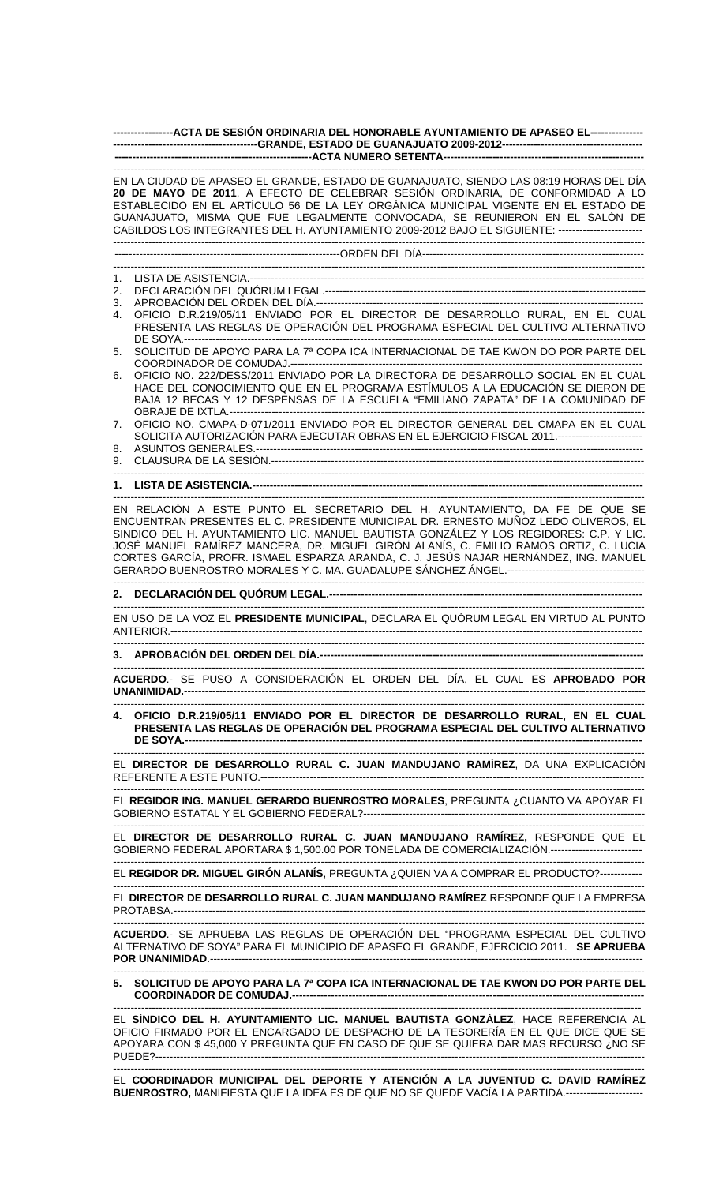**ACTA DE SESIÓN ORDINARIA DEL HONORABLE AYUNTAMIENTO DE APASEO EL GRANDE, ESTADO DE GUANAJUATO 2009-2012**

**ACTA NUMERO SETENTA**

EN LA CIUDAD DE APASEO EL GRANDE, ESTADO DE GUANAJUATO, SIENDO LAS 08:19 HORAS DEL DÍA **20 DE MAYO DE 2011**, A EFECTO DE CELEBRAR SESIÓN ORDINARIA, DE CONFORMIDAD A LO ESTABLECIDO EN EL ARTÍCULO 56 DE LA LEY ORGÁNICA MUNICIPAL VIGENTE EN EL ESTADO DE GUANAJUATO, MISMA QUE FUE LEGALMENTE CONVOCADA, SE REUNIERON EN EL SALÓN DE CABILDOS LOS INTEGRANTES DEL H. AYUNTAMIENTO 2009-2012 BAJO EL SIGUIENTE:

ORDEN DEL DÍA

1. LISTA DE ASISTENCIA.
2. DECLARACIÓN DEL QUÓRUM LEGAL.
3. APROBACIÓN DEL ORDEN DEL DÍA.
4. OFICIO D.R.219/05/11 ENVIADO POR EL DIRECTOR DE DESARROLLO RURAL, EN EL CUAL PRESENTA LAS REGLAS DE OPERACIÓN DEL PROGRAMA ESPECIAL DEL CULTIVO ALTERNATIVO DE SOYA.
5. SOLICITUD DE APOYO PARA LA 7ª COPA ICA INTERNACIONAL DE TAE KWON DO POR PARTE DEL COORDINADOR DE COMUDAJ.
6. OFICIO NO. 222/DESS/2011 ENVIADO POR LA DIRECTORA DE DESARROLLO SOCIAL EN EL CUAL HACE DEL CONOCIMIENTO QUE EN EL PROGRAMA ESTÍMULOS A LA EDUCACIÓN SE DIERON DE BAJA 12 BECAS Y 12 DESPENSAS DE LA ESCUELA "EMILIANO ZAPATA" DE LA COMUNIDAD DE OBRAJE DE IXTLA.
7. OFICIO NO. CMAPA-D-071/2011 ENVIADO POR EL DIRECTOR GENERAL DEL CMAPA EN EL CUAL SOLICITA AUTORIZACIÓN PARA EJECUTAR OBRAS EN EL EJERCICIO FISCAL 2011.
8. ASUNTOS GENERALES.
9. CLAUSURA DE LA SESIÓN.

**1. LISTA DE ASISTENCIA.**

EN RELACIÓN A ESTE PUNTO EL SECRETARIO DEL H. AYUNTAMIENTO, DA FE DE QUE SE ENCUENTRAN PRESENTES EL C. PRESIDENTE MUNICIPAL DR. ERNESTO MUÑOZ LEDO OLIVEROS, EL SINDICO DEL H. AYUNTAMIENTO LIC. MANUEL BAUTISTA GONZÁLEZ Y LOS REGIDORES: C.P. Y LIC. JOSÉ MANUEL RAMÍREZ MANCERA, DR. MIGUEL GIRÓN ALANÍS, C. EMILIO RAMOS ORTIZ, C. LUCIA CORTES GARCÍA, PROFR. ISMAEL ESPARZA ARANDA, C. J. JESÚS NAJAR HERNÁNDEZ, ING. MANUEL GERARDO BUENROSTRO MORALES Y C. MA. GUADALUPE SÁNCHEZ ÁNGEL.

**2. DECLARACIÓN DEL QUÓRUM LEGAL.**

EN USO DE LA VOZ EL **PRESIDENTE MUNICIPAL**, DECLARA EL QUÓRUM LEGAL EN VIRTUD AL PUNTO ANTERIOR.

**3. APROBACIÓN DEL ORDEN DEL DÍA.**

**ACUERDO**.- SE PUSO A CONSIDERACIÓN EL ORDEN DEL DÍA, EL CUAL ES **APROBADO POR UNANIMIDAD.**

**4. OFICIO D.R.219/05/11 ENVIADO POR EL DIRECTOR DE DESARROLLO RURAL, EN EL CUAL PRESENTA LAS REGLAS DE OPERACIÓN DEL PROGRAMA ESPECIAL DEL CULTIVO ALTERNATIVO DE SOYA.**

EL **DIRECTOR DE DESARROLLO RURAL C. JUAN MANDUJANO RAMÍREZ**, DA UNA EXPLICACIÓN REFERENTE A ESTE PUNTO.

EL **REGIDOR ING. MANUEL GERARDO BUENROSTRO MORALES**, PREGUNTA ¿CUANTO VA APOYAR EL GOBIERNO ESTATAL Y EL GOBIERNO FEDERAL?

EL **DIRECTOR DE DESARROLLO RURAL C. JUAN MANDUJANO RAMÍREZ,** RESPONDE QUE EL GOBIERNO FEDERAL APORTARA $ 1,500.00 POR TONELADA DE COMERCIALIZACIÓN.

EL **REGIDOR DR. MIGUEL GIRÓN ALANÍS**, PREGUNTA ¿QUIEN VA A COMPRAR EL PRODUCTO?

EL **DIRECTOR DE DESARROLLO RURAL C. JUAN MANDUJANO RAMÍREZ** RESPONDE QUE LA EMPRESA PROTABSA.

**ACUERDO**.- SE APRUEBA LAS REGLAS DE OPERACIÓN DEL "PROGRAMA ESPECIAL DEL CULTIVO ALTERNATIVO DE SOYA" PARA EL MUNICIPIO DE APASEO EL GRANDE, EJERCICIO 2011. **SE APRUEBA POR UNANIMIDAD**.

**5. SOLICITUD DE APOYO PARA LA 7ª COPA ICA INTERNACIONAL DE TAE KWON DO POR PARTE DEL COORDINADOR DE COMUDAJ.**

EL **SÍNDICO DEL H. AYUNTAMIENTO LIC. MANUEL BAUTISTA GONZÁLEZ**, HACE REFERENCIA AL OFICIO FIRMADO POR EL ENCARGADO DE DESPACHO DE LA TESORERÍA EN EL QUE DICE QUE SE APOYARA CON $ 45,000 Y PREGUNTA QUE EN CASO DE QUE SE QUIERA DAR MAS RECURSO ¿NO SE PUEDE?

EL **COORDINADOR MUNICIPAL DEL DEPORTE Y ATENCIÓN A LA JUVENTUD C. DAVID RAMÍREZ BUENROSTRO,** MANIFIESTA QUE LA IDEA ES DE QUE NO SE QUEDE VACÍA LA PARTIDA.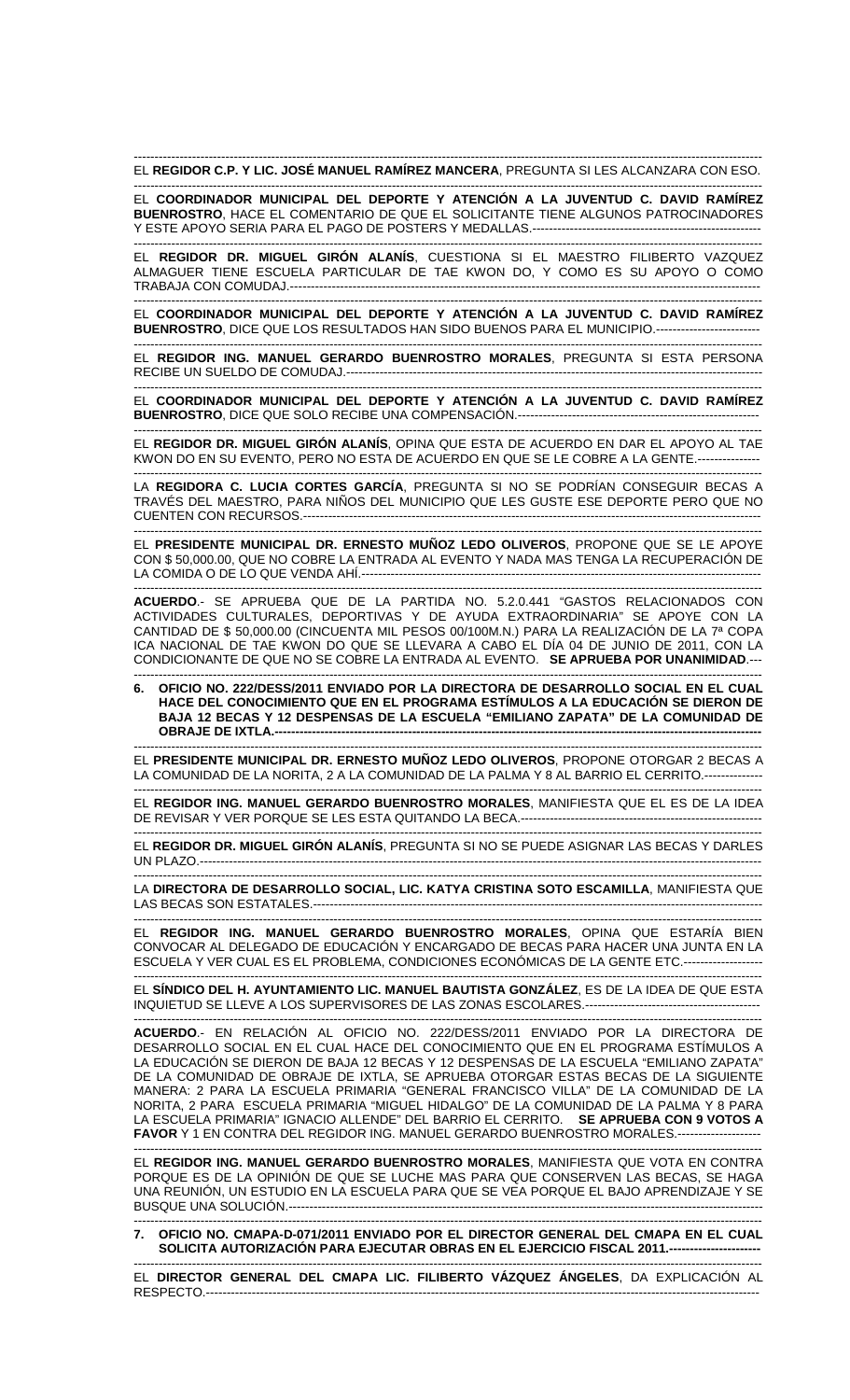EL **REGIDOR C.P. Y LIC. JOSÉ MANUEL RAMÍREZ MANCERA**, PREGUNTA SI LES ALCANZARA CON ESO.

EL **COORDINADOR MUNICIPAL DEL DEPORTE Y ATENCIÓN A LA JUVENTUD C. DAVID RAMÍREZ BUENROSTRO**, HACE EL COMENTARIO DE QUE EL SOLICITANTE TIENE ALGUNOS PATROCINADORES Y ESTE APOYO SERIA PARA EL PAGO DE POSTERS Y MEDALLAS.--------------------------------------------------------

EL **REGIDOR DR. MIGUEL GIRÓN ALANÍS**, CUESTIONA SI EL MAESTRO FILIBERTO VAZQUEZ ALMAGUER TIENE ESCUELA PARTICULAR DE TAE KWON DO, Y COMO ES SU APOYO O COMO TRABAJA CON COMUDAJ.---------------------------------------------------------------------------------------------------------------

EL **COORDINADOR MUNICIPAL DEL DEPORTE Y ATENCIÓN A LA JUVENTUD C. DAVID RAMÍREZ BUENROSTRO**, DICE QUE LOS RESULTADOS HAN SIDO BUENOS PARA EL MUNICIPIO.-------------------------

EL **REGIDOR ING. MANUEL GERARDO BUENROSTRO MORALES**, PREGUNTA SI ESTA PERSONA RECIBE UN SUELDO DE COMUDAJ.------------------------------------------------------------------------------------------------

EL **COORDINADOR MUNICIPAL DEL DEPORTE Y ATENCIÓN A LA JUVENTUD C. DAVID RAMÍREZ BUENROSTRO**, DICE QUE SOLO RECIBE UNA COMPENSACIÓN.-----------------------------------------------------------

EL **REGIDOR DR. MIGUEL GIRÓN ALANÍS**, OPINA QUE ESTA DE ACUERDO EN DAR EL APOYO AL TAE KWON DO EN SU EVENTO, PERO NO ESTA DE ACUERDO EN QUE SE LE COBRE A LA GENTE.---------------

LA **REGIDORA C. LUCIA CORTES GARCÍA**, PREGUNTA SI NO SE PODRÍAN CONSEGUIR BECAS A TRAVÉS DEL MAESTRO, PARA NIÑOS DEL MUNICIPIO QUE LES GUSTE ESE DEPORTE PERO QUE NO CUENTEN CON RECURSOS.-------------------------------------------------------------------------------------------------------

EL **PRESIDENTE MUNICIPAL DR. ERNESTO MUÑOZ LEDO OLIVEROS**, PROPONE QUE SE LE APOYE CON $ 50,000.00, QUE NO COBRE LA ENTRADA AL EVENTO Y NADA MAS TENGA LA RECUPERACIÓN DE LA COMIDA O DE LO QUE VENDA AHÍ.------------------------------------------------------------------------------------------

**ACUERDO**.- SE APRUEBA QUE DE LA PARTIDA NO. 5.2.0.441 "GASTOS RELACIONADOS CON ACTIVIDADES CULTURALES, DEPORTIVAS Y DE AYUDA EXTRAORDINARIA" SE APOYE CON LA CANTIDAD DE $ 50,000.00 (CINCUENTA MIL PESOS 00/100M.N.) PARA LA REALIZACIÓN DE LA 7ª COPA ICA NACIONAL DE TAE KWON DO QUE SE LLEVARA A CABO EL DÍA 04 DE JUNIO DE 2011, CON LA CONDICIONANTE DE QUE NO SE COBRE LA ENTRADA AL EVENTO. **SE APRUEBA POR UNANIMIDAD**.---

**6. OFICIO NO. 222/DESS/2011 ENVIADO POR LA DIRECTORA DE DESARROLLO SOCIAL EN EL CUAL HACE DEL CONOCIMIENTO QUE EN EL PROGRAMA ESTÍMULOS A LA EDUCACIÓN SE DIERON DE BAJA 12 BECAS Y 12 DESPENSAS DE LA ESCUELA "EMILIANO ZAPATA" DE LA COMUNIDAD DE OBRAJE DE IXTLA.--------------------------------------------------------------------------------------------------------**

EL **PRESIDENTE MUNICIPAL DR. ERNESTO MUÑOZ LEDO OLIVEROS**, PROPONE OTORGAR 2 BECAS A LA COMUNIDAD DE LA NORITA, 2 A LA COMUNIDAD DE LA PALMA Y 8 AL BARRIO EL CERRITO.--------------

EL **REGIDOR ING. MANUEL GERARDO BUENROSTRO MORALES**, MANIFIESTA QUE EL ES DE LA IDEA DE REVISAR Y VER PORQUE SE LES ESTA QUITANDO LA BECA.-----------------------------------------------------------

EL **REGIDOR DR. MIGUEL GIRÓN ALANÍS**, PREGUNTA SI NO SE PUEDE ASIGNAR LAS BECAS Y DARLES UN PLAZO.-------------------------------------------------------------------------------------------------------------------------------

LA **DIRECTORA DE DESARROLLO SOCIAL, LIC. KATYA CRISTINA SOTO ESCAMILLA**, MANIFIESTA QUE LAS BECAS SON ESTATALES.----------------------------------------------------------------------------------------------------

EL **REGIDOR ING. MANUEL GERARDO BUENROSTRO MORALES**, OPINA QUE ESTARÍA BIEN CONVOCAR AL DELEGADO DE EDUCACIÓN Y ENCARGADO DE BECAS PARA HACER UNA JUNTA EN LA ESCUELA Y VER CUAL ES EL PROBLEMA, CONDICIONES ECONÓMICAS DE LA GENTE ETC.-------------------

EL **SÍNDICO DEL H. AYUNTAMIENTO LIC. MANUEL BAUTISTA GONZÁLEZ**, ES DE LA IDEA DE QUE ESTA INQUIETUD SE LLEVE A LOS SUPERVISORES DE LAS ZONAS ESCOLARES.--------------------------------------------

**ACUERDO**.- EN RELACIÓN AL OFICIO NO. 222/DESS/2011 ENVIADO POR LA DIRECTORA DE DESARROLLO SOCIAL EN EL CUAL HACE DEL CONOCIMIENTO QUE EN EL PROGRAMA ESTÍMULOS A LA EDUCACIÓN SE DIERON DE BAJA 12 BECAS Y 12 DESPENSAS DE LA ESCUELA "EMILIANO ZAPATA" DE LA COMUNIDAD DE OBRAJE DE IXTLA, SE APRUEBA OTORGAR ESTAS BECAS DE LA SIGUIENTE MANERA: 2 PARA LA ESCUELA PRIMARIA "GENERAL FRANCISCO VILLA" DE LA COMUNIDAD DE LA NORITA, 2 PARA ESCUELA PRIMARIA "MIGUEL HIDALGO" DE LA COMUNIDAD DE LA PALMA Y 8 PARA LA ESCUELA PRIMARIA" IGNACIO ALLENDE" DEL BARRIO EL CERRITO. **SE APRUEBA CON 9 VOTOS A FAVOR** Y 1 EN CONTRA DEL REGIDOR ING. MANUEL GERARDO BUENROSTRO MORALES.--------------------

EL **REGIDOR ING. MANUEL GERARDO BUENROSTRO MORALES**, MANIFIESTA QUE VOTA EN CONTRA PORQUE ES DE LA OPINIÓN DE QUE SE LUCHE MAS PARA QUE CONSERVEN LAS BECAS, SE HAGA UNA REUNIÓN, UN ESTUDIO EN LA ESCUELA PARA QUE SE VEA PORQUE EL BAJO APRENDIZAJE Y SE BUSQUE UNA SOLUCIÓN.----------------------------------------------------------------------------------------------------------

**7. OFICIO NO. CMAPA-D-071/2011 ENVIADO POR EL DIRECTOR GENERAL DEL CMAPA EN EL CUAL SOLICITA AUTORIZACIÓN PARA EJECUTAR OBRAS EN EL EJERCICIO FISCAL 2011.----------------------**

EL **DIRECTOR GENERAL DEL CMAPA LIC. FILIBERTO VÁZQUEZ ÁNGELES**, DA EXPLICACIÓN AL RESPECTO.--------------------------------------------------------------------------------------------------------------------------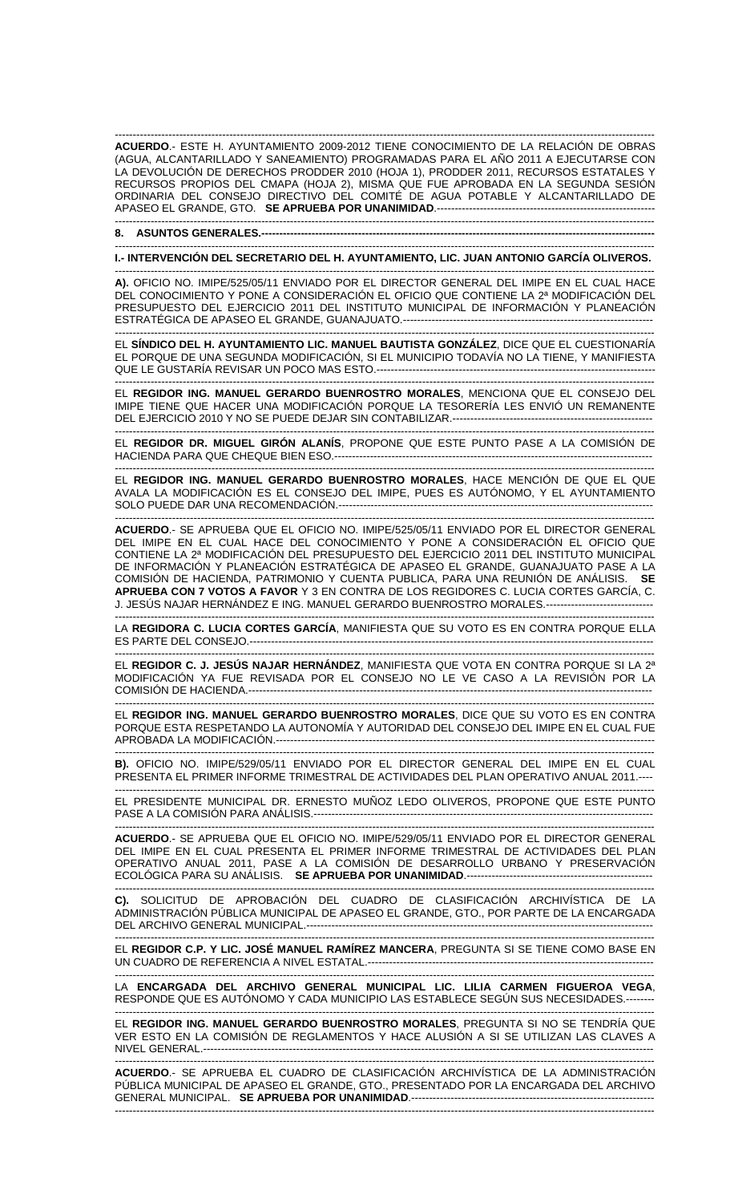**ACUERDO**.- ESTE H. AYUNTAMIENTO 2009-2012 TIENE CONOCIMIENTO DE LA RELACIÓN DE OBRAS (AGUA, ALCANTARILLADO Y SANEAMIENTO) PROGRAMADAS PARA EL AÑO 2011 A EJECUTARSE CON LA DEVOLUCIÓN DE DERECHOS PRODDER 2010 (HOJA 1), PRODDER 2011, RECURSOS ESTATALES Y RECURSOS PROPIOS DEL CMAPA (HOJA 2), MISMA QUE FUE APROBADA EN LA SEGUNDA SESIÓN ORDINARIA DEL CONSEJO DIRECTIVO DEL COMITÉ DE AGUA POTABLE Y ALCANTARILLADO DE APASEO EL GRANDE, GTO. **SE APRUEBA POR UNANIMIDAD**.---------------------------------------------------------------

**8. ASUNTOS GENERALES.---------------------------------------------------------------------------------------------------------**

**I.- INTERVENCIÓN DEL SECRETARIO DEL H. AYUNTAMIENTO, LIC. JUAN ANTONIO GARCÍA OLIVEROS.**

**A).** OFICIO NO. IMIPE/525/05/11 ENVIADO POR EL DIRECTOR GENERAL DEL IMIPE EN EL CUAL HACE DEL CONOCIMIENTO Y PONE A CONSIDERACIÓN EL OFICIO QUE CONTIENE LA 2ª MODIFICACIÓN DEL PRESUPUESTO DEL EJERCICIO 2011 DEL INSTITUTO MUNICIPAL DE INFORMACIÓN Y PLANEACIÓN ESTRATÉGICA DE APASEO EL GRANDE, GUANAJUATO.---------------------------------------------------------------------

EL **SÍNDICO DEL H. AYUNTAMIENTO LIC. MANUEL BAUTISTA GONZÁLEZ**, DICE QUE EL CUESTIONARÍA EL PORQUE DE UNA SEGUNDA MODIFICACIÓN, SI EL MUNICIPIO TODAVÍA NO LA TIENE, Y MANIFIESTA QUE LE GUSTARÍA REVISAR UN POCO MAS ESTO.-----------------------------------------------------------------------------------

EL **REGIDOR ING. MANUEL GERARDO BUENROSTRO MORALES**, MENCIONA QUE EL CONSEJO DEL IMIPE TIENE QUE HACER UNA MODIFICACIÓN PORQUE LA TESORERÍA LES ENVIÓ UN REMANENTE DEL EJERCICIO 2010 Y NO SE PUEDE DEJAR SIN CONTABILIZAR.---------------------------------------------------------

EL **REGIDOR DR. MIGUEL GIRÓN ALANÍS**, PROPONE QUE ESTE PUNTO PASE A LA COMISIÓN DE HACIENDA PARA QUE CHEQUE BIEN ESO.------------------------------------------------------------------------------------------------

EL **REGIDOR ING. MANUEL GERARDO BUENROSTRO MORALES**, HACE MENCIÓN DE QUE EL QUE AVALA LA MODIFICACIÓN ES EL CONSEJO DEL IMIPE, PUES ES AUTÓNOMO, Y EL AYUNTAMIENTO SOLO PUEDE DAR UNA RECOMENDACIÓN.-----------------------------------------------------------------------------------------

**ACUERDO**.- SE APRUEBA QUE EL OFICIO NO. IMIPE/525/05/11 ENVIADO POR EL DIRECTOR GENERAL DEL IMIPE EN EL CUAL HACE DEL CONOCIMIENTO Y PONE A CONSIDERACIÓN EL OFICIO QUE CONTIENE LA 2ª MODIFICACIÓN DEL PRESUPUESTO DEL EJERCICIO 2011 DEL INSTITUTO MUNICIPAL DE INFORMACIÓN Y PLANEACIÓN ESTRATÉGICA DE APASEO EL GRANDE, GUANAJUATO PASE A LA COMISIÓN DE HACIENDA, PATRIMONIO Y CUENTA PUBLICA, PARA UNA REUNIÓN DE ANÁLISIS. **SE APRUEBA CON 7 VOTOS A FAVOR** Y 3 EN CONTRA DE LOS REGIDORES C. LUCIA CORTES GARCÍA, C. J. JESÚS NAJAR HERNÁNDEZ E ING. MANUEL GERARDO BUENROSTRO MORALES.------------------------------

LA **REGIDORA C. LUCIA CORTES GARCÍA**, MANIFIESTA QUE SU VOTO ES EN CONTRA PORQUE ELLA ES PARTE DEL CONSEJO.--------------------------------------------------------------------------------------------------------------

EL **REGIDOR C. J. JESÚS NAJAR HERNÁNDEZ**, MANIFIESTA QUE VOTA EN CONTRA PORQUE SI LA 2ª MODIFICACIÓN YA FUE REVISADA POR EL CONSEJO NO LE VE CASO A LA REVISIÓN POR LA COMISIÓN DE HACIENDA.------------------------------------------------------------------------------------------------------------

EL **REGIDOR ING. MANUEL GERARDO BUENROSTRO MORALES**, DICE QUE SU VOTO ES EN CONTRA PORQUE ESTA RESPETANDO LA AUTONOMÍA Y AUTORIDAD DEL CONSEJO DEL IMIPE EN EL CUAL FUE APROBADA LA MODIFICACIÓN.-------------------------------------------------------------------------------------------------------

**B).** OFICIO NO. IMIPE/529/05/11 ENVIADO POR EL DIRECTOR GENERAL DEL IMIPE EN EL CUAL PRESENTA EL PRIMER INFORME TRIMESTRAL DE ACTIVIDADES DEL PLAN OPERATIVO ANUAL 2011.----

EL PRESIDENTE MUNICIPAL DR. ERNESTO MUÑOZ LEDO OLIVEROS, PROPONE QUE ESTE PUNTO PASE A LA COMISIÓN PARA ANÁLISIS.------------------------------------------------------------------------------------------------

**ACUERDO**.- SE APRUEBA QUE EL OFICIO NO. IMIPE/529/05/11 ENVIADO POR EL DIRECTOR GENERAL DEL IMIPE EN EL CUAL PRESENTA EL PRIMER INFORME TRIMESTRAL DE ACTIVIDADES DEL PLAN OPERATIVO ANUAL 2011, PASE A LA COMISIÓN DE DESARROLLO URBANO Y PRESERVACIÓN ECOLÓGICA PARA SU ANÁLISIS. **SE APRUEBA POR UNANIMIDAD**.--------------------------------------------------------

**C).** SOLICITUD DE APROBACIÓN DEL CUADRO DE CLASIFICACIÓN ARCHIVÍSTICA DE LA ADMINISTRACIÓN PÚBLICA MUNICIPAL DE APASEO EL GRANDE, GTO., POR PARTE DE LA ENCARGADA DEL ARCHIVO GENERAL MUNICIPAL.-------------------------------------------------------------------------------------------------------

EL **REGIDOR C.P. Y LIC. JOSÉ MANUEL RAMÍREZ MANCERA**, PREGUNTA SI SE TIENE COMO BASE EN UN CUADRO DE REFERENCIA A NIVEL ESTATAL.------------------------------------------------------------------------------------

LA **ENCARGADA DEL ARCHIVO GENERAL MUNICIPAL LIC. LILIA CARMEN FIGUEROA VEGA**, RESPONDE QUE ES AUTÓNOMO Y CADA MUNICIPIO LAS ESTABLECE SEGÚN SUS NECESIDADES.--------

EL **REGIDOR ING. MANUEL GERARDO BUENROSTRO MORALES**, PREGUNTA SI NO SE TENDRÍA QUE VER ESTO EN LA COMISIÓN DE REGLAMENTOS Y HACE ALUSIÓN A SI SE UTILIZAN LAS CLAVES A NIVEL GENERAL.---------------------------------------------------------------------------------------------------------------------------

**ACUERDO**.- SE APRUEBA EL CUADRO DE CLASIFICACIÓN ARCHIVÍSTICA DE LA ADMINISTRACIÓN PÚBLICA MUNICIPAL DE APASEO EL GRANDE, GTO., PRESENTADO POR LA ENCARGADA DEL ARCHIVO GENERAL MUNICIPAL. **SE APRUEBA POR UNANIMIDAD**.-----------------------------------------------------------------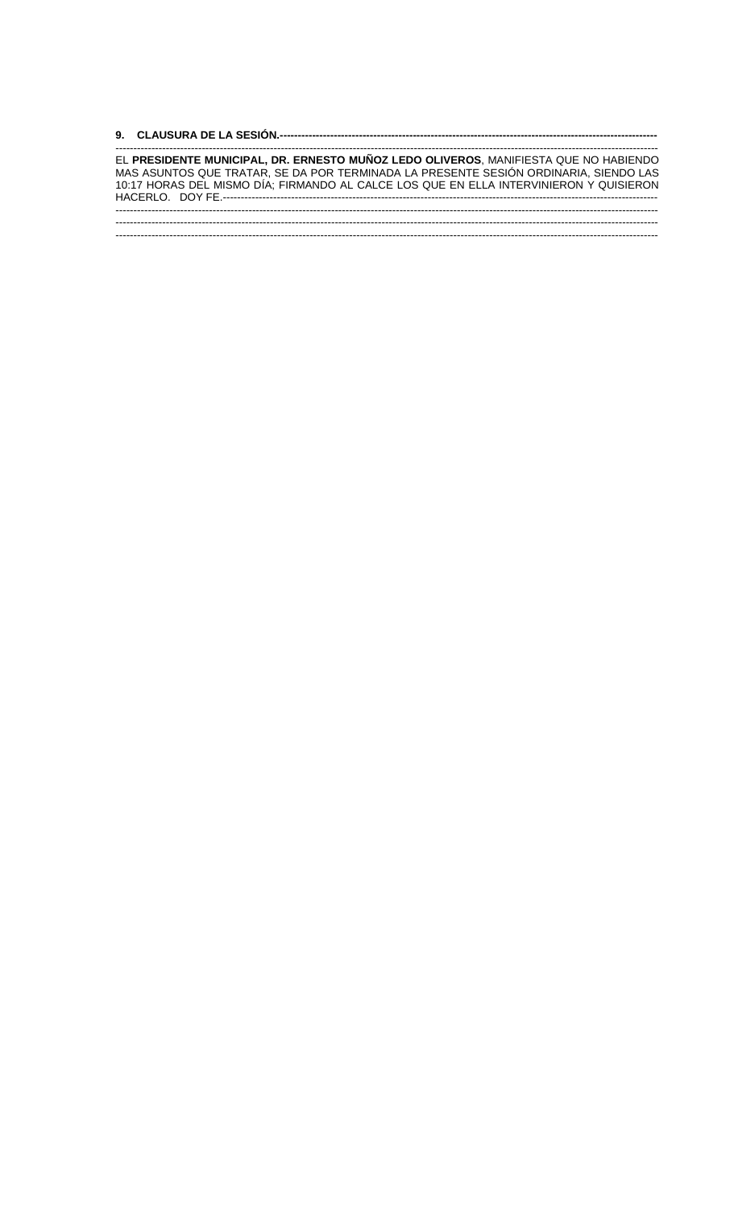**9. CLAUSURA DE LA SESIÓN.------------------------------------------------------------------------------------------------------------**

---------------------------------------------------------------------------------------------------------------------------------------------------

EL **PRESIDENTE MUNICIPAL, DR. ERNESTO MUÑOZ LEDO OLIVEROS**, MANIFIESTA QUE NO HABIENDO MAS ASUNTOS QUE TRATAR, SE DA POR TERMINADA LA PRESENTE SESIÓN ORDINARIA, SIENDO LAS 10:17 HORAS DEL MISMO DÍA; FIRMANDO AL CALCE LOS QUE EN ELLA INTERVINIERON Y QUISIERON HACERLO. DOY FE.-------------------------------------------------------------------------------------------------------------------------

---------------------------------------------------------------------------------------------------------------------------------------------------

---------------------------------------------------------------------------------------------------------------------------------------------------

---------------------------------------------------------------------------------------------------------------------------------------------------